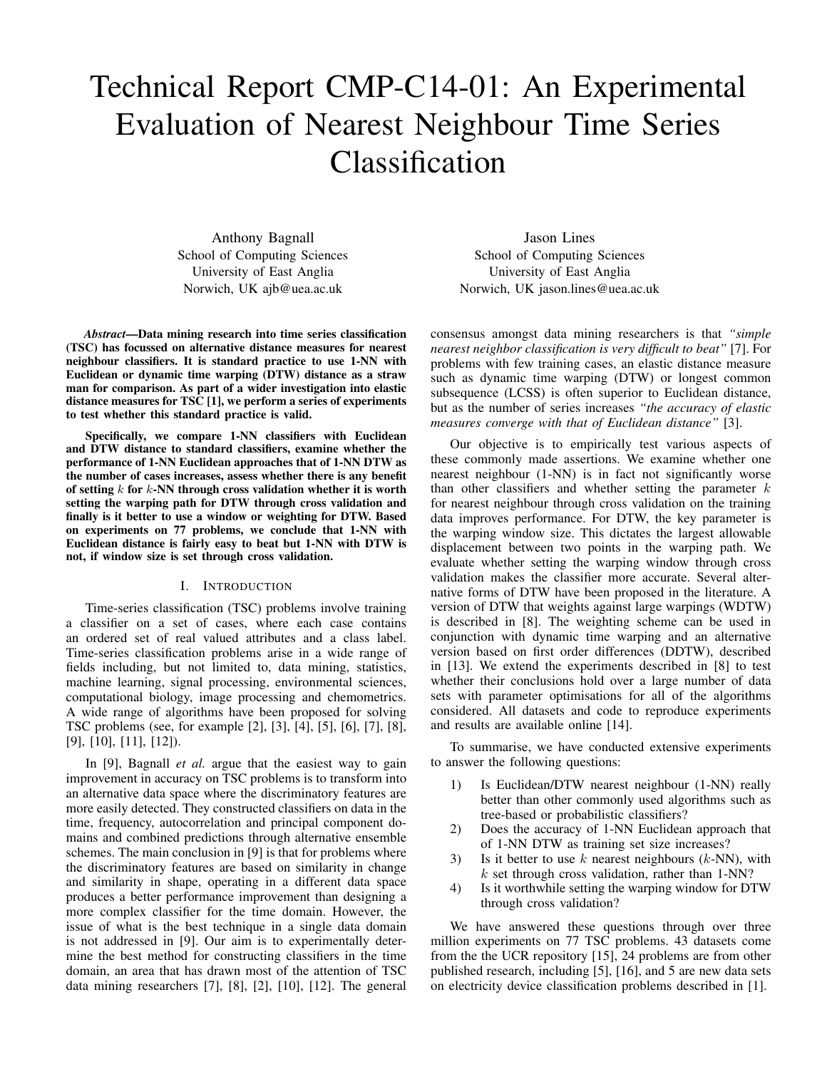# Technical Report CMP-C14-01: An Experimental Evaluation of Nearest Neighbour Time Series Classification

Anthony Bagnall
School of Computing Sciences
University of East Anglia
Norwich, UK ajb@uea.ac.uk

Jason Lines
School of Computing Sciences
University of East Anglia
Norwich, UK jason.lines@uea.ac.uk

***Abstract*—Data mining research into time series classification (TSC) has focussed on alternative distance measures for nearest neighbour classifiers. It is standard practice to use 1-NN with Euclidean or dynamic time warping (DTW) distance as a straw man for comparison. As part of a wider investigation into elastic distance measures for TSC [1], we perform a series of experiments to test whether this standard practice is valid.**

**Specifically, we compare 1-NN classifiers with Euclidean and DTW distance to standard classifiers, examine whether the performance of 1-NN Euclidean approaches that of 1-NN DTW as the number of cases increases, assess whether there is any benefit of setting $k$ for $k$-NN through cross validation whether it is worth setting the warping path for DTW through cross validation and finally is it better to use a window or weighting for DTW. Based on experiments on 77 problems, we conclude that 1-NN with Euclidean distance is fairly easy to beat but 1-NN with DTW is not, if window size is set through cross validation.**

## I. Introduction

Time-series classification (TSC) problems involve training a classifier on a set of cases, where each case contains an ordered set of real valued attributes and a class label. Time-series classification problems arise in a wide range of fields including, but not limited to, data mining, statistics, machine learning, signal processing, environmental sciences, computational biology, image processing and chemometrics. A wide range of algorithms have been proposed for solving TSC problems (see, for example [2], [3], [4], [5], [6], [7], [8], [9], [10], [11], [12]).

In [9], Bagnall *et al.* argue that the easiest way to gain improvement in accuracy on TSC problems is to transform into an alternative data space where the discriminatory features are more easily detected. They constructed classifiers on data in the time, frequency, autocorrelation and principal component domains and combined predictions through alternative ensemble schemes. The main conclusion in [9] is that for problems where the discriminatory features are based on similarity in change and similarity in shape, operating in a different data space produces a better performance improvement than designing a more complex classifier for the time domain. However, the issue of what is the best technique in a single data domain is not addressed in [9]. Our aim is to experimentally determine the best method for constructing classifiers in the time domain, an area that has drawn most of the attention of TSC data mining researchers [7], [8], [2], [10], [12]. The general consensus amongst data mining researchers is that *"simple nearest neighbor classification is very difficult to beat"* [7]. For problems with few training cases, an elastic distance measure such as dynamic time warping (DTW) or longest common subsequence (LCSS) is often superior to Euclidean distance, but as the number of series increases *"the accuracy of elastic measures converge with that of Euclidean distance"* [3].

Our objective is to empirically test various aspects of these commonly made assertions. We examine whether one nearest neighbour (1-NN) is in fact not significantly worse than other classifiers and whether setting the parameter $k$ for nearest neighbour through cross validation on the training data improves performance. For DTW, the key parameter is the warping window size. This dictates the largest allowable displacement between two points in the warping path. We evaluate whether setting the warping window through cross validation makes the classifier more accurate. Several alternative forms of DTW have been proposed in the literature. A version of DTW that weights against large warpings (WDTW) is described in [8]. The weighting scheme can be used in conjunction with dynamic time warping and an alternative version based on first order differences (DDTW), described in [13]. We extend the experiments described in [8] to test whether their conclusions hold over a large number of data sets with parameter optimisations for all of the algorithms considered. All datasets and code to reproduce experiments and results are available online [14].

To summarise, we have conducted extensive experiments to answer the following questions:

1) Is Euclidean/DTW nearest neighbour (1-NN) really better than other commonly used algorithms such as tree-based or probabilistic classifiers?
2) Does the accuracy of 1-NN Euclidean approach that of 1-NN DTW as training set size increases?
3) Is it better to use $k$ nearest neighbours ($k$-NN), with $k$ set through cross validation, rather than 1-NN?
4) Is it worthwhile setting the warping window for DTW through cross validation?

We have answered these questions through over three million experiments on 77 TSC problems. 43 datasets come from the the UCR repository [15], 24 problems are from other published research, including [5], [16], and 5 are new data sets on electricity device classification problems described in [1].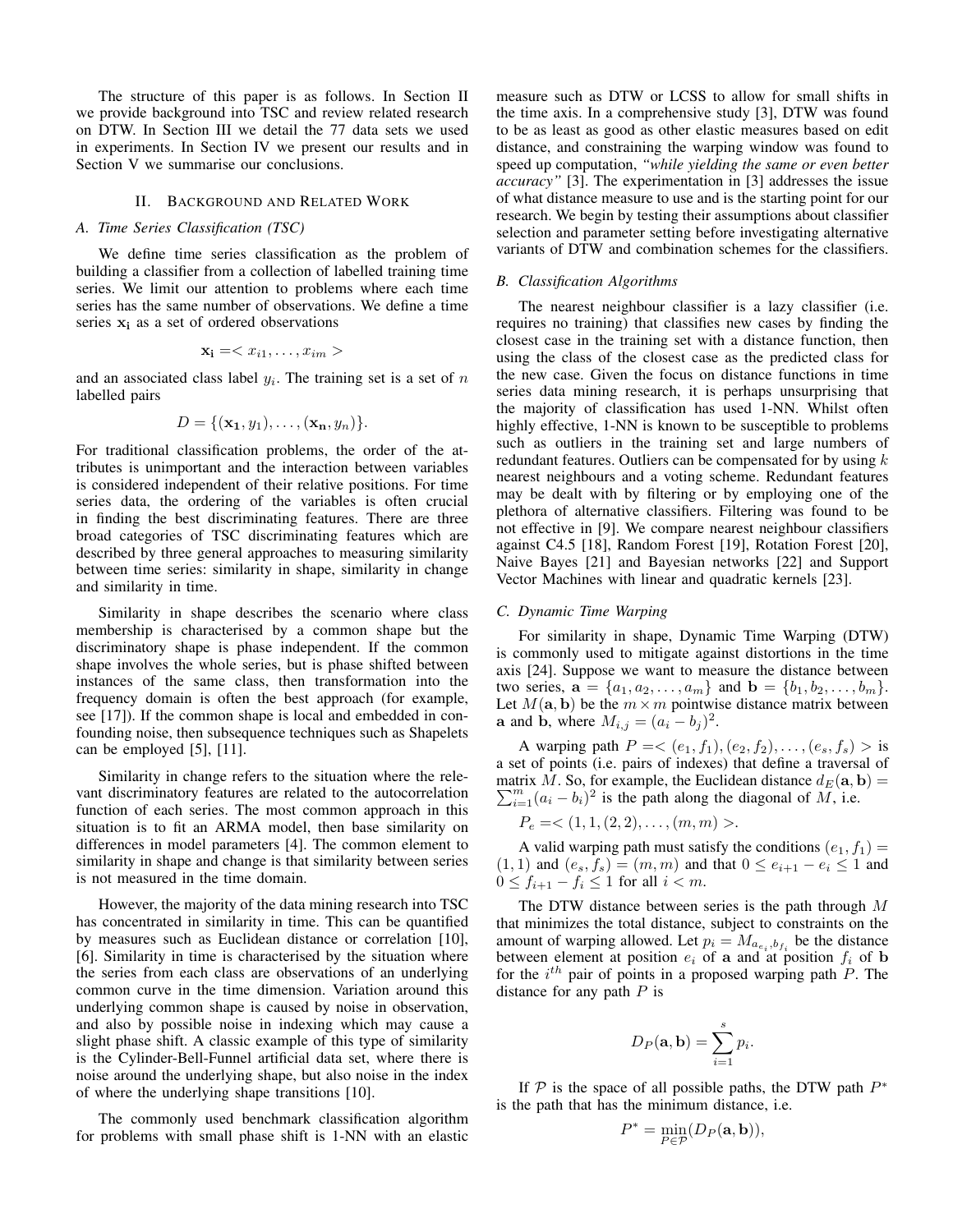The structure of this paper is as follows. In Section II we provide background into TSC and review related research on DTW. In Section III we detail the 77 data sets we used in experiments. In Section IV we present our results and in Section V we summarise our conclusions.

## II. Background and Related Work

### A. Time Series Classification (TSC)

We define time series classification as the problem of building a classifier from a collection of labelled training time series. We limit our attention to problems where each time series has the same number of observations. We define a time series $\mathbf{x_i}$ as a set of ordered observations

$$\mathbf{x_i} = < x_{i1}, \ldots, x_{im} >$$

and an associated class label $y_i$. The training set is a set of $n$ labelled pairs

$$D = \{(\mathbf{x_1}, y_1), \ldots, (\mathbf{x_n}, y_n)\}.$$

For traditional classification problems, the order of the attributes is unimportant and the interaction between variables is considered independent of their relative positions. For time series data, the ordering of the variables is often crucial in finding the best discriminating features. There are three broad categories of TSC discriminating features which are described by three general approaches to measuring similarity between time series: similarity in shape, similarity in change and similarity in time.

Similarity in shape describes the scenario where class membership is characterised by a common shape but the discriminatory shape is phase independent. If the common shape involves the whole series, but is phase shifted between instances of the same class, then transformation into the frequency domain is often the best approach (for example, see [17]). If the common shape is local and embedded in confounding noise, then subsequence techniques such as Shapelets can be employed [5], [11].

Similarity in change refers to the situation where the relevant discriminatory features are related to the autocorrelation function of each series. The most common approach in this situation is to fit an ARMA model, then base similarity on differences in model parameters [4]. The common element to similarity in shape and change is that similarity between series is not measured in the time domain.

However, the majority of the data mining research into TSC has concentrated in similarity in time. This can be quantified by measures such as Euclidean distance or correlation [10], [6]. Similarity in time is characterised by the situation where the series from each class are observations of an underlying common curve in the time dimension. Variation around this underlying common shape is caused by noise in observation, and also by possible noise in indexing which may cause a slight phase shift. A classic example of this type of similarity is the Cylinder-Bell-Funnel artificial data set, where there is noise around the underlying shape, but also noise in the index of where the underlying shape transitions [10].

The commonly used benchmark classification algorithm for problems with small phase shift is 1-NN with an elastic measure such as DTW or LCSS to allow for small shifts in the time axis. In a comprehensive study [3], DTW was found to be as least as good as other elastic measures based on edit distance, and constraining the warping window was found to speed up computation, *"while yielding the same or even better accuracy"* [3]. The experimentation in [3] addresses the issue of what distance measure to use and is the starting point for our research. We begin by testing their assumptions about classifier selection and parameter setting before investigating alternative variants of DTW and combination schemes for the classifiers.

### B. Classification Algorithms

The nearest neighbour classifier is a lazy classifier (i.e. requires no training) that classifies new cases by finding the closest case in the training set with a distance function, then using the class of the closest case as the predicted class for the new case. Given the focus on distance functions in time series data mining research, it is perhaps unsurprising that the majority of classification has used 1-NN. Whilst often highly effective, 1-NN is known to be susceptible to problems such as outliers in the training set and large numbers of redundant features. Outliers can be compensated for by using $k$ nearest neighbours and a voting scheme. Redundant features may be dealt with by filtering or by employing one of the plethora of alternative classifiers. Filtering was found to be not effective in [9]. We compare nearest neighbour classifiers against C4.5 [18], Random Forest [19], Rotation Forest [20], Naive Bayes [21] and Bayesian networks [22] and Support Vector Machines with linear and quadratic kernels [23].

### C. Dynamic Time Warping

For similarity in shape, Dynamic Time Warping (DTW) is commonly used to mitigate against distortions in the time axis [24]. Suppose we want to measure the distance between two series, $\mathbf{a} = \{a_1, a_2, \ldots, a_m\}$ and $\mathbf{b} = \{b_1, b_2, \ldots, b_m\}$. Let $M(\mathbf{a}, \mathbf{b})$ be the $m \times m$ pointwise distance matrix between $\mathbf{a}$ and $\mathbf{b}$, where $M_{i,j} = (a_i - b_j)^2$.

A warping path $P = < (e_1, f_1), (e_2, f_2), \ldots, (e_s, f_s) >$ is a set of points (i.e. pairs of indexes) that define a traversal of matrix $M$. So, for example, the Euclidean distance $d_E(\mathbf{a}, \mathbf{b}) = \sum_{i=1}^{m} (a_i - b_i)^2$ is the path along the diagonal of $M$, i.e.

$$P_e = < (1, 1, (2, 2), \ldots, (m, m) >.$$

A valid warping path must satisfy the conditions $(e_1, f_1) = (1, 1)$ and $(e_s, f_s) = (m, m)$ and that $0 \leq e_{i+1} - e_i \leq 1$ and $0 \leq f_{i+1} - f_i \leq 1$ for all $i < m$.

The DTW distance between series is the path through $M$ that minimizes the total distance, subject to constraints on the amount of warping allowed. Let $p_i = M_{a_{e_i}, b_{f_i}}$ be the distance between element at position $e_i$ of $\mathbf{a}$ and at position $f_i$ of $\mathbf{b}$ for the $i^{th}$ pair of points in a proposed warping path $P$. The distance for any path $P$ is

$$D_P(\mathbf{a}, \mathbf{b}) = \sum_{i=1}^{s} p_i.$$

If $\mathcal{P}$ is the space of all possible paths, the DTW path $P^*$ is the path that has the minimum distance, i.e.

$$P^* = \min_{P \in \mathcal{P}} (D_P(\mathbf{a}, \mathbf{b})),$$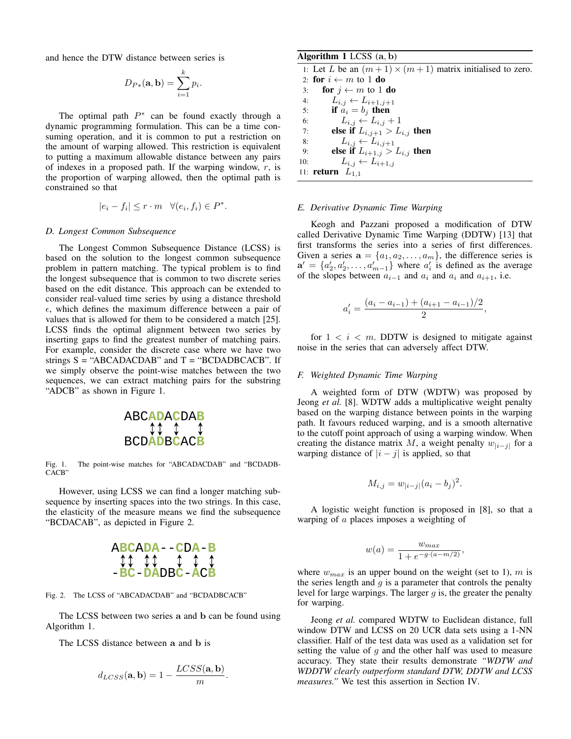and hence the DTW distance between series is

$$D_{P*}(\mathbf{a}, \mathbf{b}) = \sum_{i=1}^{k} p_i.$$

The optimal path $P^*$ can be found exactly through a dynamic programming formulation. This can be a time consuming operation, and it is common to put a restriction on the amount of warping allowed. This restriction is equivalent to putting a maximum allowable distance between any pairs of indexes in a proposed path. If the warping window, $r$, is the proportion of warping allowed, then the optimal path is constrained so that

$$|e_i - f_i| \leq r \cdot m \quad \forall (e_i, f_i) \in P^*.$$

### D. Longest Common Subsequence

The Longest Common Subsequence Distance (LCSS) is based on the solution to the longest common subsequence problem in pattern matching. The typical problem is to find the longest subsequence that is common to two discrete series based on the edit distance. This approach can be extended to consider real-valued time series by using a distance threshold $\epsilon$, which defines the maximum difference between a pair of values that is allowed for them to be considered a match [25]. LCSS finds the optimal alignment between two series by inserting gaps to find the greatest number of matching pairs. For example, consider the discrete case where we have two strings S = "ABCADACDAB" and T = "BCDADBCACB". If we simply observe the point-wise matches between the two sequences, we can extract matching pairs for the substring "ADCB" as shown in Figure 1.

```
ABCADACDAB
   ↕↕ ↕  ↕
BCDADBCACB
```

Fig. 1. The point-wise matches for "ABCADACDAB" and "BCDADBCACB"

However, using LCSS we can find a longer matching subsequence by inserting spaces into the two strings. In this case, the elasticity of the measure means we find the subsequence "BCDACAB", as depicted in Figure 2.

```
ABCADA--CDA-B
 ↕↕ ↕↕   ↕ ↕ ↕
-BC-DADBC-ACB
```

Fig. 2. The LCSS of "ABCADACDAB" and "BCDADBCACB"

The LCSS between two series $\mathbf{a}$ and $\mathbf{b}$ can be found using Algorithm 1.

The LCSS distance between $\mathbf{a}$ and $\mathbf{b}$ is

$$d_{LCSS}(\mathbf{a}, \mathbf{b}) = 1 - \frac{LCSS(\mathbf{a}, \mathbf{b})}{m}.$$

**Algorithm 1** LCSS $(\mathbf{a}, \mathbf{b})$

```
1:  Let L be an (m+1) × (m+1) matrix initialised to zero.
2:  for i ← m to 1 do
3:    for j ← m to 1 do
4:      L_{i,j} ← L_{i+1,j+1}
5:      if a_i = b_j then
6:        L_{i,j} ← L_{i,j} + 1
7:      else if L_{i,j+1} > L_{i,j} then
8:        L_{i,j} ← L_{i,j+1}
9:      else if L_{i+1,j} > L_{i,j} then
10:       L_{i,j} ← L_{i+1,j}
11: return L_{1,1}
```

### E. Derivative Dynamic Time Warping

Keogh and Pazzani proposed a modification of DTW called Derivative Dynamic Time Warping (DDTW) [13] that first transforms the series into a series of first differences. Given a series $\mathbf{a} = \{a_1, a_2, \ldots, a_m\}$, the difference series is $\mathbf{a}' = \{a'_2, a'_2, \ldots, a'_{m-1}\}$ where $a'_i$ is defined as the average of the slopes between $a_{i-1}$ and $a_i$ and $a_i$ and $a_{i+1}$, i.e.

$$a'_i = \frac{(a_i - a_{i-1}) + (a_{i+1} - a_{i-1})/2}{2},$$

for $1 < i < m$. DDTW is designed to mitigate against noise in the series that can adversely affect DTW.

### F. Weighted Dynamic Time Warping

A weighted form of DTW (WDTW) was proposed by Jeong *et al.* [8]. WDTW adds a multiplicative weight penalty based on the warping distance between points in the warping path. It favours reduced warping, and is a smooth alternative to the cutoff point approach of using a warping window. When creating the distance matrix $M$, a weight penalty $w_{|i-j|}$ for a warping distance of $|i - j|$ is applied, so that

$$M_{i,j} = w_{|i-j|}(a_i - b_j)^2.$$

A logistic weight function is proposed in [8], so that a warping of $a$ places imposes a weighting of

$$w(a) = \frac{w_{max}}{1 + e^{-g \cdot (a - m/2)}},$$

where $w_{max}$ is an upper bound on the weight (set to 1), $m$ is the series length and $g$ is a parameter that controls the penalty level for large warpings. The larger $g$ is, the greater the penalty for warping.

Jeong *et al.* compared WDTW to Euclidean distance, full window DTW and LCSS on 20 UCR data sets using a 1-NN classifier. Half of the test data was used as a validation set for setting the value of $g$ and the other half was used to measure accuracy. They state their results demonstrate *"WDTW and WDDTW clearly outperform standard DTW, DDTW and LCSS measures."* We test this assertion in Section IV.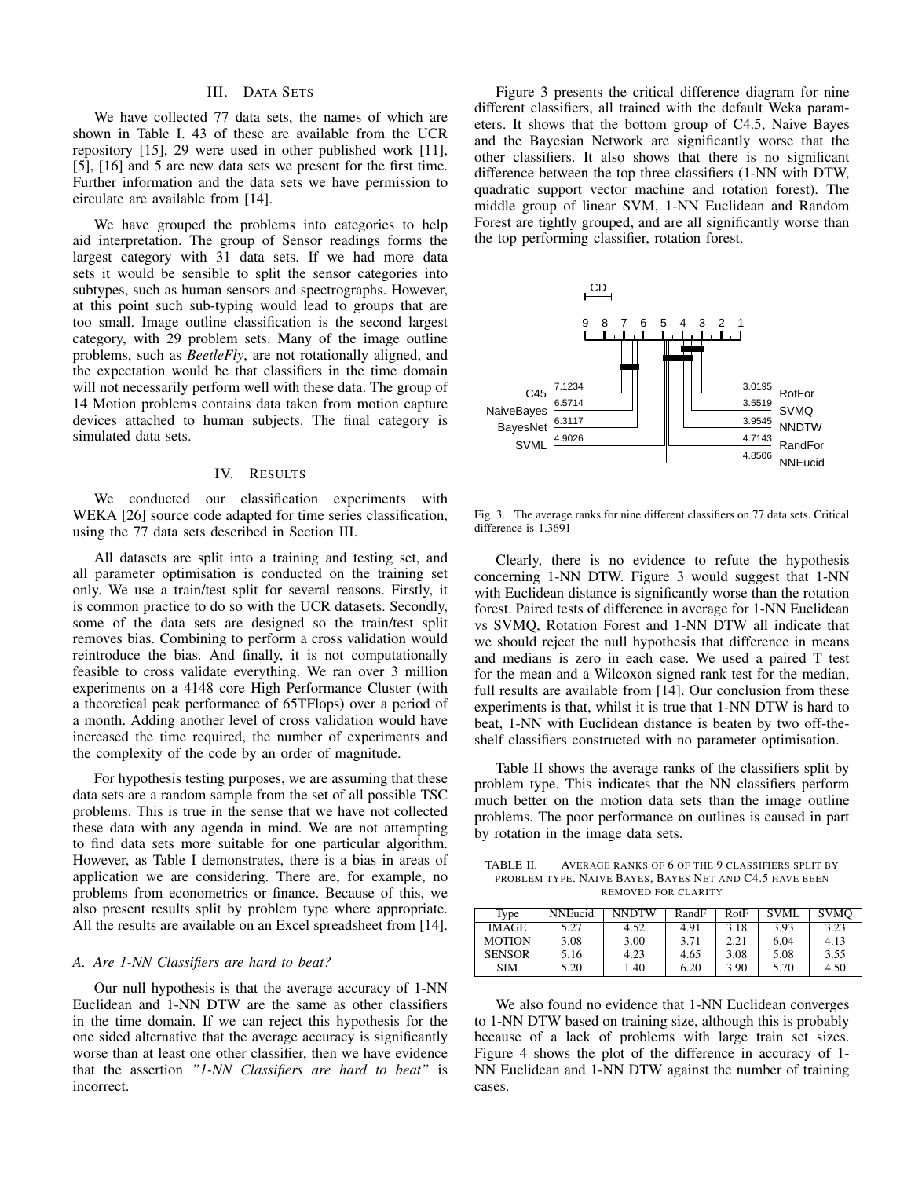## III. Data Sets

We have collected 77 data sets, the names of which are shown in Table I. 43 of these are available from the UCR repository [15], 29 were used in other published work [11], [5], [16] and 5 are new data sets we present for the first time. Further information and the data sets we have permission to circulate are available from [14].

We have grouped the problems into categories to help aid interpretation. The group of Sensor readings forms the largest category with 31 data sets. If we had more data sets it would be sensible to split the sensor categories into subtypes, such as human sensors and spectrographs. However, at this point such sub-typing would lead to groups that are too small. Image outline classification is the second largest category, with 29 problem sets. Many of the image outline problems, such as *BeetleFly*, are not rotationally aligned, and the expectation would be that classifiers in the time domain will not necessarily perform well with these data. The group of 14 Motion problems contains data taken from motion capture devices attached to human subjects. The final category is simulated data sets.

## IV. Results

We conducted our classification experiments with WEKA [26] source code adapted for time series classification, using the 77 data sets described in Section III.

All datasets are split into a training and testing set, and all parameter optimisation is conducted on the training set only. We use a train/test split for several reasons. Firstly, it is common practice to do so with the UCR datasets. Secondly, some of the data sets are designed so the train/test split removes bias. Combining to perform a cross validation would reintroduce the bias. And finally, it is not computationally feasible to cross validate everything. We ran over 3 million experiments on a 4148 core High Performance Cluster (with a theoretical peak performance of 65TFlops) over a period of a month. Adding another level of cross validation would have increased the time required, the number of experiments and the complexity of the code by an order of magnitude.

For hypothesis testing purposes, we are assuming that these data sets are a random sample from the set of all possible TSC problems. This is true in the sense that we have not collected these data with any agenda in mind. We are not attempting to find data sets more suitable for one particular algorithm. However, as Table I demonstrates, there is a bias in areas of application we are considering. There are, for example, no problems from econometrics or finance. Because of this, we also present results split by problem type where appropriate. All the results are available on an Excel spreadsheet from [14].

### A. Are 1-NN Classifiers are hard to beat?

Our null hypothesis is that the average accuracy of 1-NN Euclidean and 1-NN DTW are the same as other classifiers in the time domain. If we can reject this hypothesis for the one sided alternative that the average accuracy is significantly worse than at least one other classifier, then we have evidence that the assertion *"1-NN Classifiers are hard to beat"* is incorrect.

Figure 3 presents the critical difference diagram for nine different classifiers, all trained with the default Weka parameters. It shows that the bottom group of C4.5, Naive Bayes and the Bayesian Network are significantly worse that the other classifiers. It also shows that there is no significant difference between the top three classifiers (1-NN with DTW, quadratic support vector machine and rotation forest). The middle group of linear SVM, 1-NN Euclidean and Random Forest are tightly grouped, and are all significantly worse than the top performing classifier, rotation forest.

| Classifier | Average rank |
|---|---|
| C45 | 7.1234 |
| NaiveBayes | 6.5714 |
| BayesNet | 6.3117 |
| SVML | 4.9026 |
| NNEucid | 4.8506 |
| RandFor | 4.7143 |
| NNDTW | 3.9545 |
| SVMQ | 3.5519 |
| RotFor | 3.0195 |

Fig. 3. The average ranks for nine different classifiers on 77 data sets. Critical difference is 1.3691

Clearly, there is no evidence to refute the hypothesis concerning 1-NN DTW. Figure 3 would suggest that 1-NN with Euclidean distance is significantly worse than the rotation forest. Paired tests of difference in average for 1-NN Euclidean vs SVMQ, Rotation Forest and 1-NN DTW all indicate that we should reject the null hypothesis that difference in means and medians is zero in each case. We used a paired T test for the mean and a Wilcoxon signed rank test for the median, full results are available from [14]. Our conclusion from these experiments is that, whilst it is true that 1-NN DTW is hard to beat, 1-NN with Euclidean distance is beaten by two off-the-shelf classifiers constructed with no parameter optimisation.

Table II shows the average ranks of the classifiers split by problem type. This indicates that the NN classifiers perform much better on the motion data sets than the image outline problems. The poor performance on outlines is caused in part by rotation in the image data sets.

TABLE II. Average ranks of 6 of the 9 classifiers split by problem type. Naive Bayes, Bayes Net and C4.5 have been removed for clarity

| Type | NNEucid | NNDTW | RandF | RotF | SVML | SVMQ |
|---|---|---|---|---|---|---|
| IMAGE | 5.27 | 4.52 | 4.91 | 3.18 | 3.93 | 3.23 |
| MOTION | 3.08 | 3.00 | 3.71 | 2.21 | 6.04 | 4.13 |
| SENSOR | 5.16 | 4.23 | 4.65 | 3.08 | 5.08 | 3.55 |
| SIM | 5.20 | 1.40 | 6.20 | 3.90 | 5.70 | 4.50 |

We also found no evidence that 1-NN Euclidean converges to 1-NN DTW based on training size, although this is probably because of a lack of problems with large train set sizes. Figure 4 shows the plot of the difference in accuracy of 1-NN Euclidean and 1-NN DTW against the number of training cases.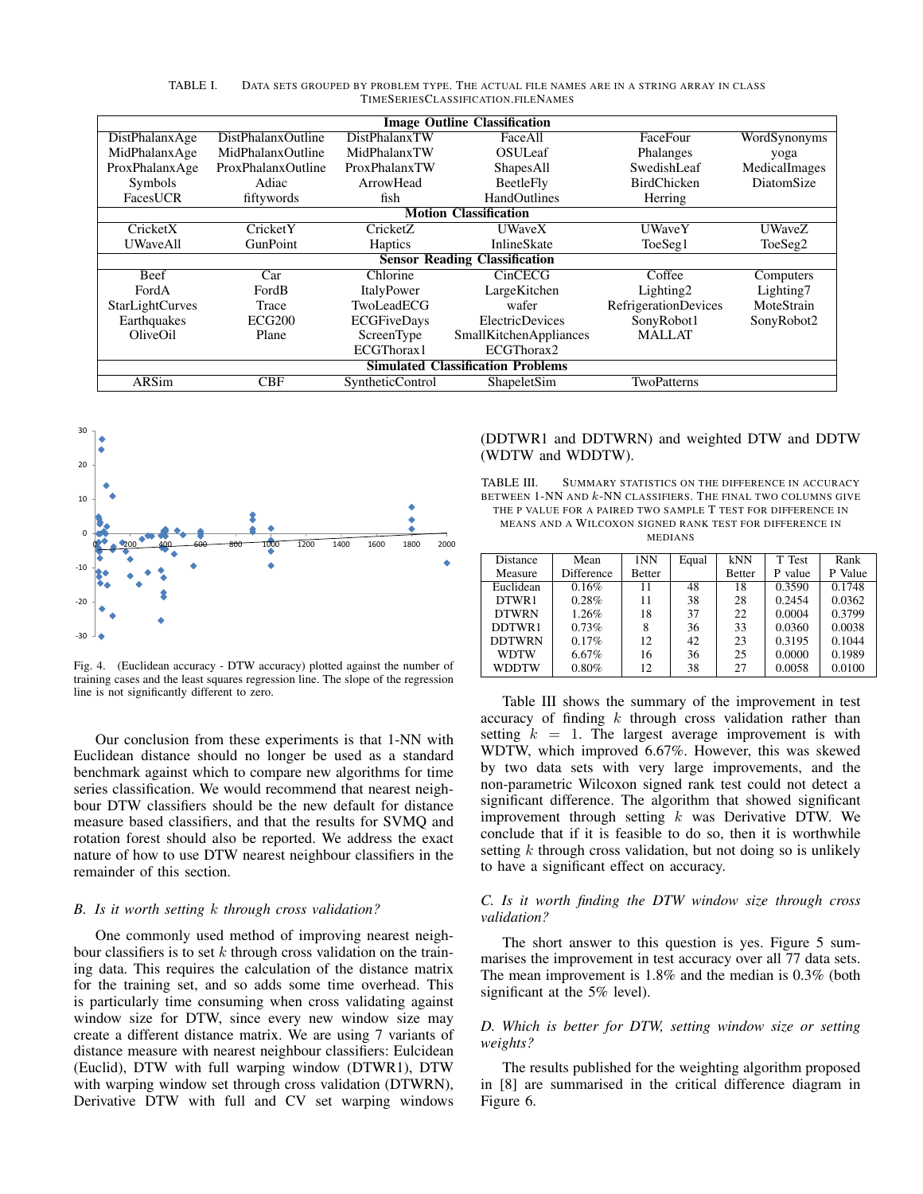TABLE I. Data sets grouped by problem type. The actual file names are in a string array in class TimeSeriesClassification.fileNames

| Image Outline Classification | | | | | |
|---|---|---|---|---|---|
| DistPhalanxAge | DistPhalanxOutline | DistPhalanxTW | FaceAll | FaceFour | WordSynonyms |
| MidPhalanxAge | MidPhalanxOutline | MidPhalanxTW | OSULeaf | Phalanges | yoga |
| ProxPhalanxAge | ProxPhalanxOutline | ProxPhalanxTW | ShapesAll | SwedishLeaf | MedicalImages |
| Symbols | Adiac | ArrowHead | BeetleFly | BirdChicken | DiatomSize |
| FacesUCR | fiftywords | fish | HandOutlines | Herring | |
| **Motion Classification** | | | | | |
| CricketX | CricketY | CricketZ | UWaveX | UWaveY | UWaveZ |
| UWaveAll | GunPoint | Haptics | InlineSkate | ToeSeg1 | ToeSeg2 |
| **Sensor Reading Classification** | | | | | |
| Beef | Car | Chlorine | CinCECG | Coffee | Computers |
| FordA | FordB | ItalyPower | LargeKitchen | Lighting2 | Lighting7 |
| StarLightCurves | Trace | TwoLeadECG | wafer | RefrigerationDevices | MoteStrain |
| Earthquakes | ECG200 | ECGFiveDays | ElectricDevices | SonyRobot1 | SonyRobot2 |
| OliveOil | Plane | ScreenType | SmallKitchenAppliances | MALLAT | |
| | | ECGThorax1 | ECGThorax2 | | |
| **Simulated Classification Problems** | | | | | |
| ARSim | CBF | SyntheticControl | ShapeletSim | TwoPatterns | |

Fig. 4. (Euclidean accuracy - DTW accuracy) plotted against the number of training cases and the least squares regression line. The slope of the regression line is not significantly different to zero.

Our conclusion from these experiments is that 1-NN with Euclidean distance should no longer be used as a standard benchmark against which to compare new algorithms for time series classification. We would recommend that nearest neighbour DTW classifiers should be the new default for distance measure based classifiers, and that the results for SVMQ and rotation forest should also be reported. We address the exact nature of how to use DTW nearest neighbour classifiers in the remainder of this section.

### *B. Is it worth setting $k$ through cross validation?*

One commonly used method of improving nearest neighbour classifiers is to set $k$ through cross validation on the training data. This requires the calculation of the distance matrix for the training set, and so adds some time overhead. This is particularly time consuming when cross validating against window size for DTW, since every new window size may create a different distance matrix. We are using 7 variants of distance measure with nearest neighbour classifiers: Eulcidean (Euclid), DTW with full warping window (DTWR1), DTW with warping window set through cross validation (DTWRN), Derivative DTW with full and CV set warping windows (DDTWR1 and DDTWRN) and weighted DTW and DDTW (WDTW and WDDTW).

TABLE III. Summary statistics on the difference in accuracy between 1-NN and $k$-NN classifiers. The final two columns give the p value for a paired two sample T test for difference in means and a Wilcoxon signed rank test for difference in medians

| Distance Measure | Mean Difference | 1NN Better | Equal | kNN Better | T Test P value | Rank P Value |
|---|---|---|---|---|---|---|
| Euclidean | 0.16% | 11 | 48 | 18 | 0.3590 | 0.1748 |
| DTWR1 | 0.28% | 11 | 38 | 28 | 0.2454 | 0.0362 |
| DTWRN | 1.26% | 18 | 37 | 22 | 0.0004 | 0.3799 |
| DDTWR1 | 0.73% | 8 | 36 | 33 | 0.0360 | 0.0038 |
| DDTWRN | 0.17% | 12 | 42 | 23 | 0.3195 | 0.1044 |
| WDTW | 6.67% | 16 | 36 | 25 | 0.0000 | 0.1989 |
| WDDTW | 0.80% | 12 | 38 | 27 | 0.0058 | 0.0100 |

Table III shows the summary of the improvement in test accuracy of finding $k$ through cross validation rather than setting $k = 1$. The largest average improvement is with WDTW, which improved 6.67%. However, this was skewed by two data sets with very large improvements, and the non-parametric Wilcoxon signed rank test could not detect a significant difference. The algorithm that showed significant improvement through setting $k$ was Derivative DTW. We conclude that if it is feasible to do so, then it is worthwhile setting $k$ through cross validation, but not doing so is unlikely to have a significant effect on accuracy.

### *C. Is it worth finding the DTW window size through cross validation?*

The short answer to this question is yes. Figure 5 summarises the improvement in test accuracy over all 77 data sets. The mean improvement is 1.8% and the median is 0.3% (both significant at the 5% level).

### *D. Which is better for DTW, setting window size or setting weights?*

The results published for the weighting algorithm proposed in [8] are summarised in the critical difference diagram in Figure 6.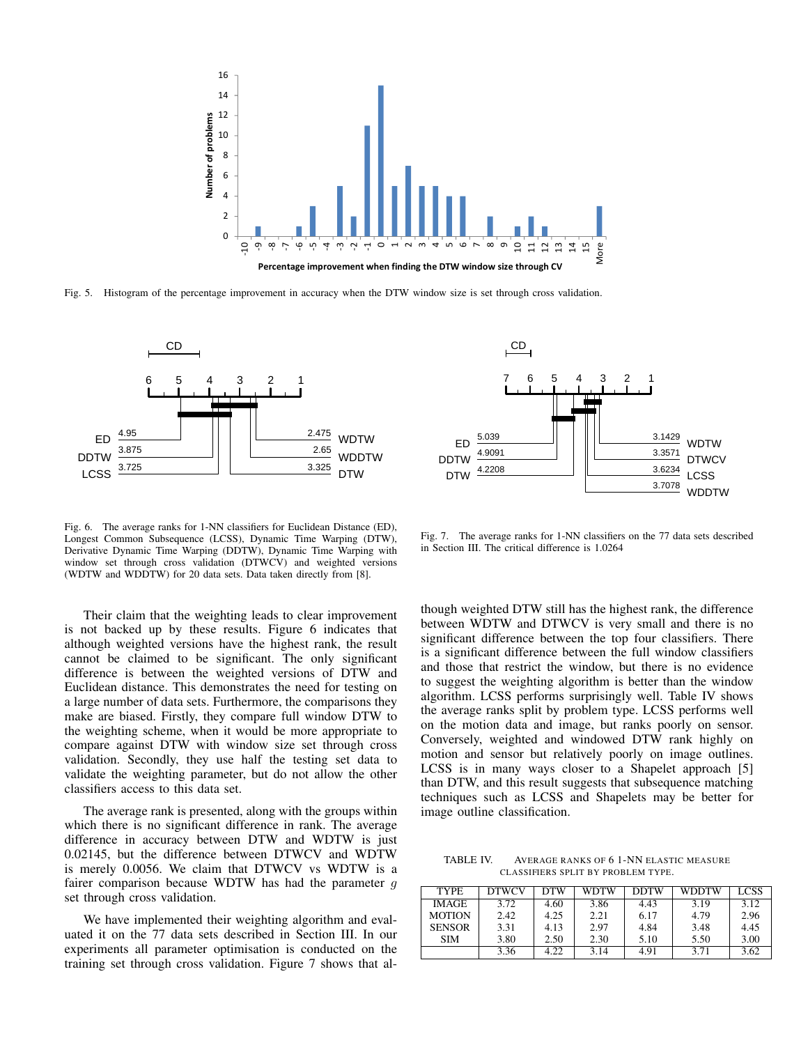Fig. 5. Histogram of the percentage improvement in accuracy when the DTW window size is set through cross validation.

Fig. 6. The average ranks for 1-NN classifiers for Euclidean Distance (ED), Longest Common Subsequence (LCSS), Dynamic Time Warping (DTW), Derivative Dynamic Time Warping (DDTW), Dynamic Time Warping with window set through cross validation (DTWCV) and weighted versions (WDTW and WDDTW) for 20 data sets. Data taken directly from [8].

Fig. 7. The average ranks for 1-NN classifiers on the 77 data sets described in Section III. The critical difference is 1.0264

Their claim that the weighting leads to clear improvement is not backed up by these results. Figure 6 indicates that although weighted versions have the highest rank, the result cannot be claimed to be significant. The only significant difference is between the weighted versions of DTW and Euclidean distance. This demonstrates the need for testing on a large number of data sets. Furthermore, the comparisons they make are biased. Firstly, they compare full window DTW to the weighting scheme, when it would be more appropriate to compare against DTW with window size set through cross validation. Secondly, they use half the testing set data to validate the weighting parameter, but do not allow the other classifiers access to this data set.

The average rank is presented, along with the groups within which there is no significant difference in rank. The average difference in accuracy between DTW and WDTW is just 0.02145, but the difference between DTWCV and WDTW is merely 0.0056. We claim that DTWCV vs WDTW is a fairer comparison because WDTW has had the parameter $g$ set through cross validation.

We have implemented their weighting algorithm and evaluated it on the 77 data sets described in Section III. In our experiments all parameter optimisation is conducted on the training set through cross validation. Figure 7 shows that although weighted DTW still has the highest rank, the difference between WDTW and DTWCV is very small and there is no significant difference between the top four classifiers. There is a significant difference between the full window classifiers and those that restrict the window, but there is no evidence to suggest the weighting algorithm is better than the window algorithm. LCSS performs surprisingly well. Table IV shows the average ranks split by problem type. LCSS performs well on the motion data and image, but ranks poorly on sensor. Conversely, weighted and windowed DTW rank highly on motion and sensor but relatively poorly on image outlines. LCSS is in many ways closer to a Shapelet approach [5] than DTW, and this result suggests that subsequence matching techniques such as LCSS and Shapelets may be better for image outline classification.

TABLE IV. AVERAGE RANKS OF 6 1-NN ELASTIC MEASURE CLASSIFIERS SPLIT BY PROBLEM TYPE.

| TYPE | DTWCV | DTW | WDTW | DDTW | WDDTW | LCSS |
|---|---|---|---|---|---|---|
| IMAGE | 3.72 | 4.60 | 3.86 | 4.43 | 3.19 | 3.12 |
| MOTION | 2.42 | 4.25 | 2.21 | 6.17 | 4.79 | 2.96 |
| SENSOR | 3.31 | 4.13 | 2.97 | 4.84 | 3.48 | 4.45 |
| SIM | 3.80 | 2.50 | 2.30 | 5.10 | 5.50 | 3.00 |
| | 3.36 | 4.22 | 3.14 | 4.91 | 3.71 | 3.62 |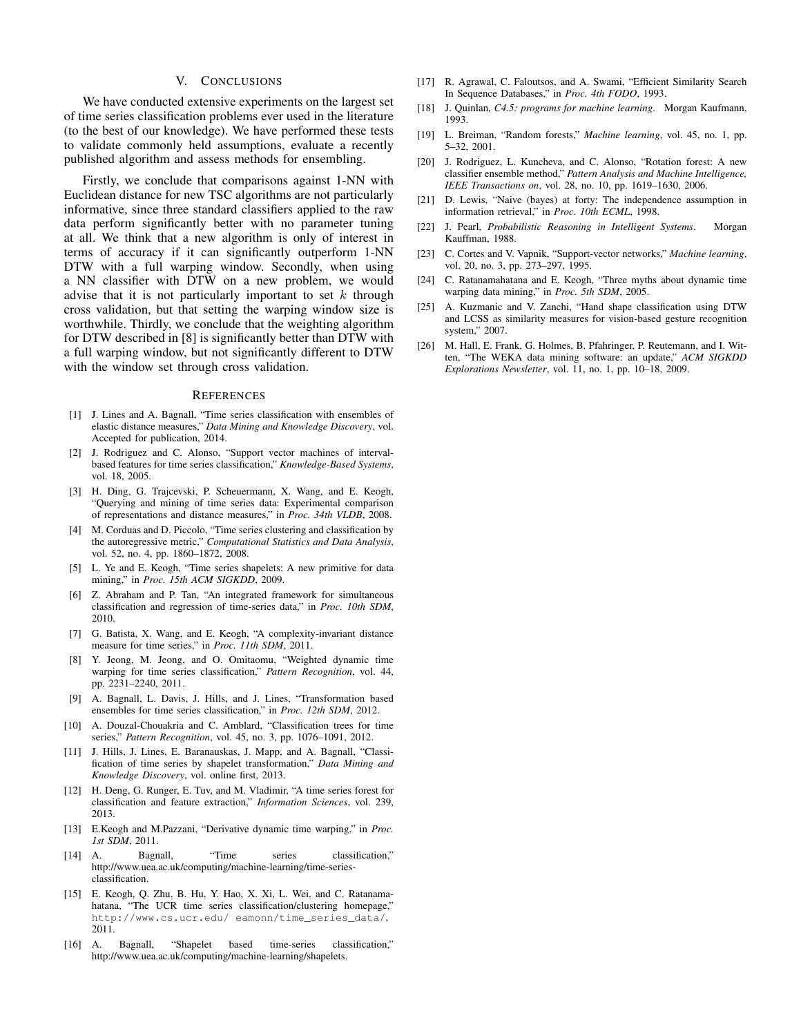## V. CONCLUSIONS

We have conducted extensive experiments on the largest set of time series classification problems ever used in the literature (to the best of our knowledge). We have performed these tests to validate commonly held assumptions, evaluate a recently published algorithm and assess methods for ensembling.

Firstly, we conclude that comparisons against 1-NN with Euclidean distance for new TSC algorithms are not particularly informative, since three standard classifiers applied to the raw data perform significantly better with no parameter tuning at all. We think that a new algorithm is only of interest in terms of accuracy if it can significantly outperform 1-NN DTW with a full warping window. Secondly, when using a NN classifier with DTW on a new problem, we would advise that it is not particularly important to set $k$ through cross validation, but that setting the warping window size is worthwhile. Thirdly, we conclude that the weighting algorithm for DTW described in [8] is significantly better than DTW with a full warping window, but not significantly different to DTW with the window set through cross validation.

## REFERENCES

[1] J. Lines and A. Bagnall, "Time series classification with ensembles of elastic distance measures," *Data Mining and Knowledge Discovery*, vol. Accepted for publication, 2014.

[2] J. Rodriguez and C. Alonso, "Support vector machines of interval-based features for time series classification," *Knowledge-Based Systems*, vol. 18, 2005.

[3] H. Ding, G. Trajcevski, P. Scheuermann, X. Wang, and E. Keogh, "Querying and mining of time series data: Experimental comparison of representations and distance measures," in *Proc. 34th VLDB*, 2008.

[4] M. Corduas and D. Piccolo, "Time series clustering and classification by the autoregressive metric," *Computational Statistics and Data Analysis*, vol. 52, no. 4, pp. 1860–1872, 2008.

[5] L. Ye and E. Keogh, "Time series shapelets: A new primitive for data mining," in *Proc. 15th ACM SIGKDD*, 2009.

[6] Z. Abraham and P. Tan, "An integrated framework for simultaneous classification and regression of time-series data," in *Proc. 10th SDM*, 2010.

[7] G. Batista, X. Wang, and E. Keogh, "A complexity-invariant distance measure for time series," in *Proc. 11th SDM*, 2011.

[8] Y. Jeong, M. Jeong, and O. Omitaomu, "Weighted dynamic time warping for time series classification," *Pattern Recognition*, vol. 44, pp. 2231–2240, 2011.

[9] A. Bagnall, L. Davis, J. Hills, and J. Lines, "Transformation based ensembles for time series classification," in *Proc. 12th SDM*, 2012.

[10] A. Douzal-Chouakria and C. Amblard, "Classification trees for time series," *Pattern Recognition*, vol. 45, no. 3, pp. 1076–1091, 2012.

[11] J. Hills, J. Lines, E. Baranauskas, J. Mapp, and A. Bagnall, "Classification of time series by shapelet transformation," *Data Mining and Knowledge Discovery*, vol. online first, 2013.

[12] H. Deng, G. Runger, E. Tuv, and M. Vladimir, "A time series forest for classification and feature extraction," *Information Sciences*, vol. 239, 2013.

[13] E.Keogh and M.Pazzani, "Derivative dynamic time warping," in *Proc. 1st SDM*, 2011.

[14] A. Bagnall, "Time series classification," http://www.uea.ac.uk/computing/machine-learning/time-series-classification.

[15] E. Keogh, Q. Zhu, B. Hu, Y. Hao, X. Xi, L. Wei, and C. Ratanamahatana, "The UCR time series classification/clustering homepage," http://www.cs.ucr.edu/ eamonn/time_series_data/, 2011.

[16] A. Bagnall, "Shapelet based time-series classification," http://www.uea.ac.uk/computing/machine-learning/shapelets.

[17] R. Agrawal, C. Faloutsos, and A. Swami, "Efficient Similarity Search In Sequence Databases," in *Proc. 4th FODO*, 1993.

[18] J. Quinlan, *C4.5: programs for machine learning*. Morgan Kaufmann, 1993.

[19] L. Breiman, "Random forests," *Machine learning*, vol. 45, no. 1, pp. 5–32, 2001.

[20] J. Rodriguez, L. Kuncheva, and C. Alonso, "Rotation forest: A new classifier ensemble method," *Pattern Analysis and Machine Intelligence, IEEE Transactions on*, vol. 28, no. 10, pp. 1619–1630, 2006.

[21] D. Lewis, "Naive (bayes) at forty: The independence assumption in information retrieval," in *Proc. 10th ECML*, 1998.

[22] J. Pearl, *Probabilistic Reasoning in Intelligent Systems*. Morgan Kauffman, 1988.

[23] C. Cortes and V. Vapnik, "Support-vector networks," *Machine learning*, vol. 20, no. 3, pp. 273–297, 1995.

[24] C. Ratanamahatana and E. Keogh, "Three myths about dynamic time warping data mining," in *Proc. 5th SDM*, 2005.

[25] A. Kuzmanic and V. Zanchi, "Hand shape classification using DTW and LCSS as similarity measures for vision-based gesture recognition system," 2007.

[26] M. Hall, E. Frank, G. Holmes, B. Pfahringer, P. Reutemann, and I. Witten, "The WEKA data mining software: an update," *ACM SIGKDD Explorations Newsletter*, vol. 11, no. 1, pp. 10–18, 2009.